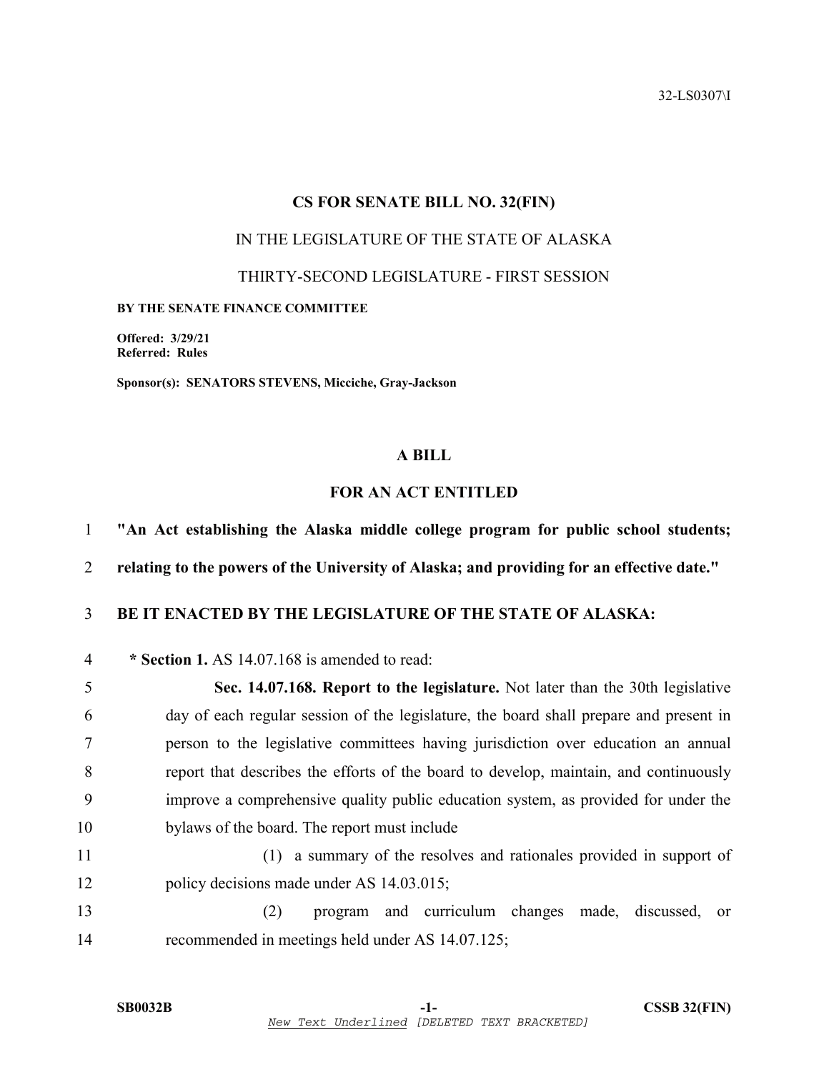32-LS0307\I

## CS FOR SENATE BILL NO. 32(FIN)

IN THE LEGISLATURE OF THE STATE OF ALASKA

THIRTY-SECOND LEGISLATURE - FIRST SESSION

**BY THE SENATE FINANCE COMMITTEE**

**Offered: 3/29/21**
**Referred: Rules**

**Sponsor(s): SENATORS STEVENS, Micciche, Gray-Jackson**

### A BILL

### FOR AN ACT ENTITLED

1 **"An Act establishing the Alaska middle college program for public school students;**
2 **relating to the powers of the University of Alaska; and providing for an effective date."**

3 **BE IT ENACTED BY THE LEGISLATURE OF THE STATE OF ALASKA:**

4 **\* Section 1.** AS 14.07.168 is amended to read:

5 **Sec. 14.07.168. Report to the legislature.** Not later than the 30th legislative
6 day of each regular session of the legislature, the board shall prepare and present in
7 person to the legislative committees having jurisdiction over education an annual
8 report that describes the efforts of the board to develop, maintain, and continuously
9 improve a comprehensive quality public education system, as provided for under the
10 bylaws of the board. The report must include

11 (1) a summary of the resolves and rationales provided in support of
12 policy decisions made under AS 14.03.015;

13 (2) program and curriculum changes made, discussed, or
14 recommended in meetings held under AS 14.07.125;

SB0032B | CSSB 32(FIN)

*New Text Underlined* [DELETED TEXT BRACKETED]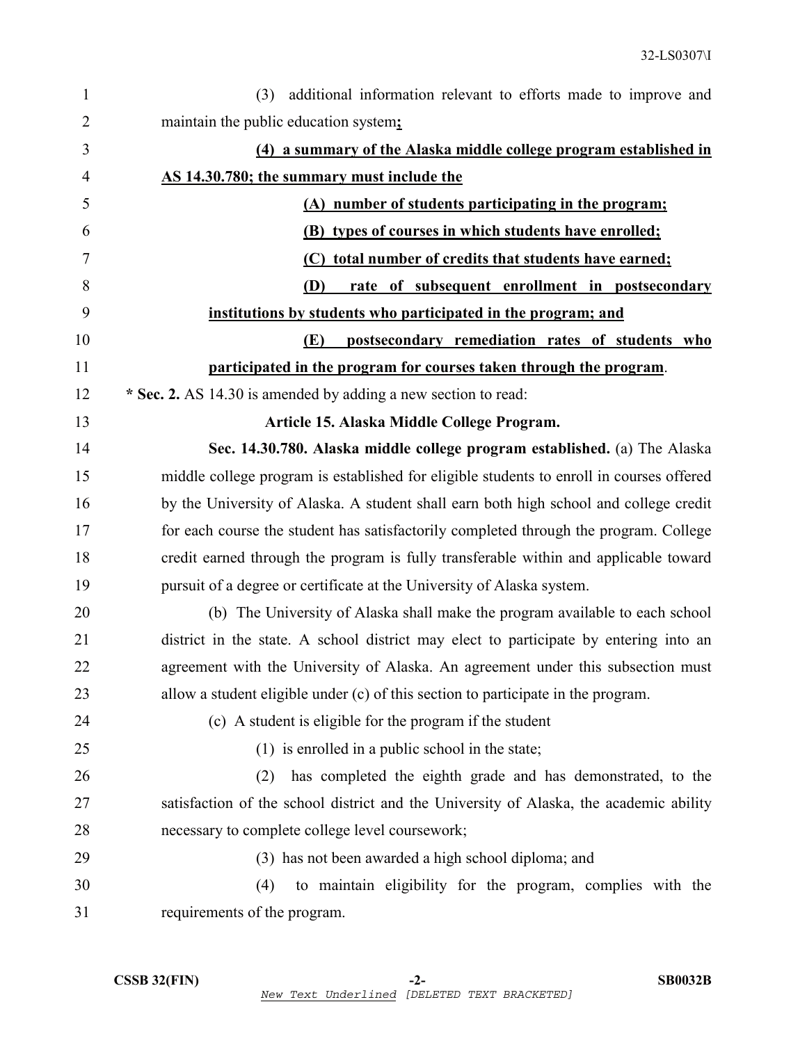(3) additional information relevant to efforts made to improve and maintain the public education system**;**

**(4) a summary of the Alaska middle college program established in AS 14.30.780; the summary must include the**

**(A) number of students participating in the program;**

**(B) types of courses in which students have enrolled;**

**(C) total number of credits that students have earned;**

**(D) rate of subsequent enrollment in postsecondary institutions by students who participated in the program; and**

**(E) postsecondary remediation rates of students who participated in the program for courses taken through the program**.

**\* Sec. 2.** AS 14.30 is amended by adding a new section to read:

**Article 15. Alaska Middle College Program.**

**Sec. 14.30.780. Alaska middle college program established.** (a) The Alaska middle college program is established for eligible students to enroll in courses offered by the University of Alaska. A student shall earn both high school and college credit for each course the student has satisfactorily completed through the program. College credit earned through the program is fully transferable within and applicable toward pursuit of a degree or certificate at the University of Alaska system.

(b) The University of Alaska shall make the program available to each school district in the state. A school district may elect to participate by entering into an agreement with the University of Alaska. An agreement under this subsection must allow a student eligible under (c) of this section to participate in the program.

(c) A student is eligible for the program if the student

(1) is enrolled in a public school in the state;

(2) has completed the eighth grade and has demonstrated, to the satisfaction of the school district and the University of Alaska, the academic ability necessary to complete college level coursework;

(3) has not been awarded a high school diploma; and

(4) to maintain eligibility for the program, complies with the requirements of the program.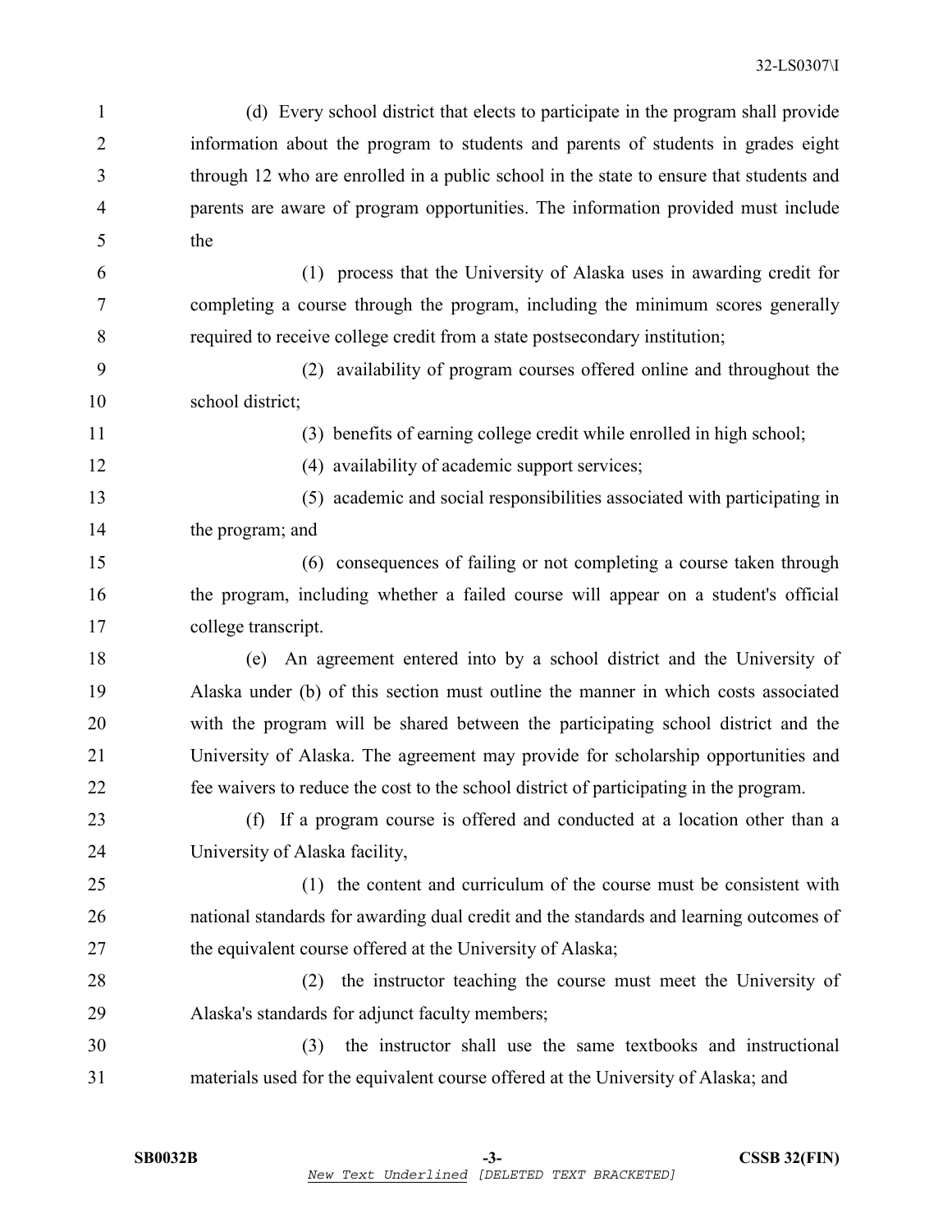(d) Every school district that elects to participate in the program shall provide information about the program to students and parents of students in grades eight through 12 who are enrolled in a public school in the state to ensure that students and parents are aware of program opportunities. The information provided must include the

(1) process that the University of Alaska uses in awarding credit for completing a course through the program, including the minimum scores generally required to receive college credit from a state postsecondary institution;

(2) availability of program courses offered online and throughout the school district;

(3) benefits of earning college credit while enrolled in high school;

(4) availability of academic support services;

(5) academic and social responsibilities associated with participating in the program; and

(6) consequences of failing or not completing a course taken through the program, including whether a failed course will appear on a student's official college transcript.

(e) An agreement entered into by a school district and the University of Alaska under (b) of this section must outline the manner in which costs associated with the program will be shared between the participating school district and the University of Alaska. The agreement may provide for scholarship opportunities and fee waivers to reduce the cost to the school district of participating in the program.

(f) If a program course is offered and conducted at a location other than a University of Alaska facility,

(1) the content and curriculum of the course must be consistent with national standards for awarding dual credit and the standards and learning outcomes of the equivalent course offered at the University of Alaska;

(2) the instructor teaching the course must meet the University of Alaska's standards for adjunct faculty members;

(3) the instructor shall use the same textbooks and instructional materials used for the equivalent course offered at the University of Alaska; and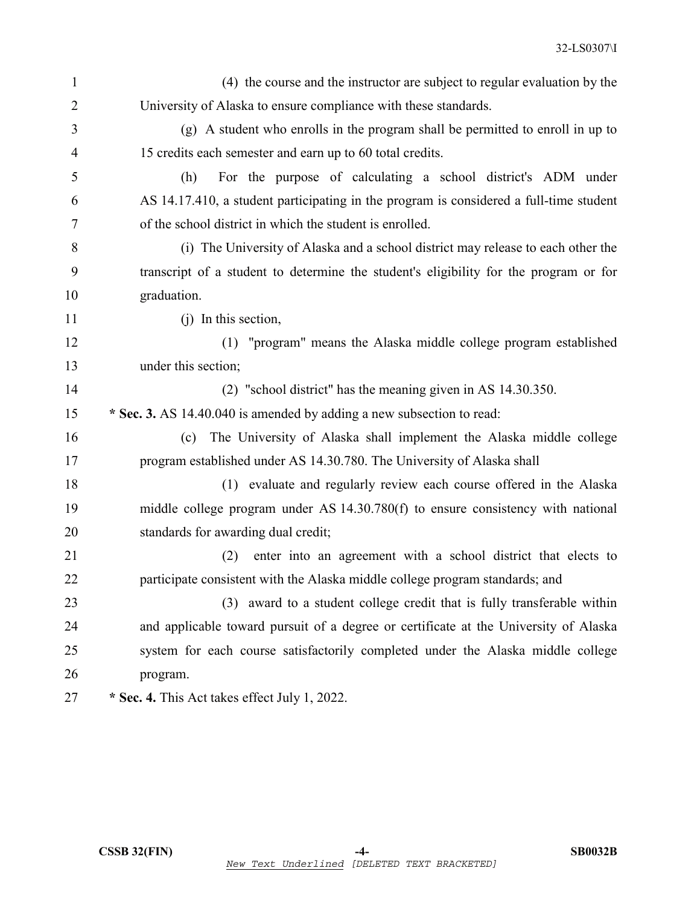(4) the course and the instructor are subject to regular evaluation by the University of Alaska to ensure compliance with these standards.

(g) A student who enrolls in the program shall be permitted to enroll in up to 15 credits each semester and earn up to 60 total credits.

(h) For the purpose of calculating a school district's ADM under AS 14.17.410, a student participating in the program is considered a full-time student of the school district in which the student is enrolled.

(i) The University of Alaska and a school district may release to each other the transcript of a student to determine the student's eligibility for the program or for graduation.

(j) In this section,

(1) "program" means the Alaska middle college program established under this section;

(2) "school district" has the meaning given in AS 14.30.350.

**\* Sec. 3.** AS 14.40.040 is amended by adding a new subsection to read:

(c) The University of Alaska shall implement the Alaska middle college program established under AS 14.30.780. The University of Alaska shall

(1) evaluate and regularly review each course offered in the Alaska middle college program under AS 14.30.780(f) to ensure consistency with national standards for awarding dual credit;

(2) enter into an agreement with a school district that elects to participate consistent with the Alaska middle college program standards; and

(3) award to a student college credit that is fully transferable within and applicable toward pursuit of a degree or certificate at the University of Alaska system for each course satisfactorily completed under the Alaska middle college program.

**\* Sec. 4.** This Act takes effect July 1, 2022.